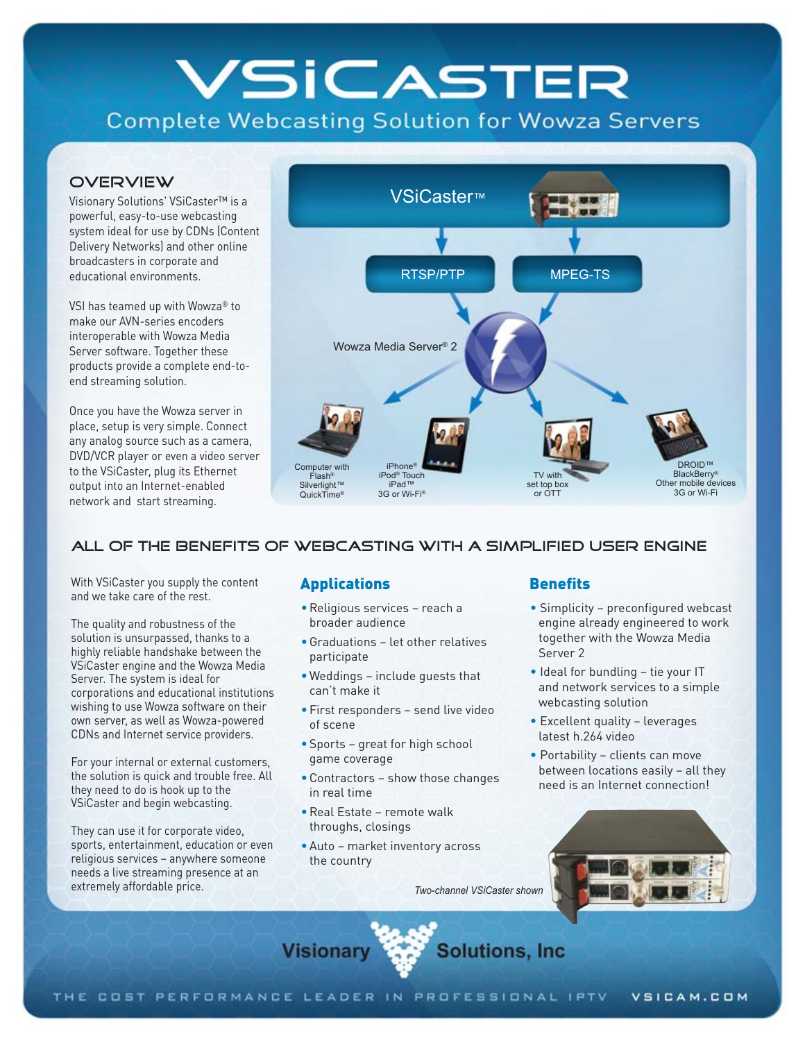# VSiCASTER

## Complete Webcasting Solution for Wowza Servers

### OVERVIEW

Visionary Solutions' VSiCaster™ is a powerful, easy-to-use webcasting system ideal for use by CDNs (Content Delivery Networks) and other online broadcasters in corporate and educational environments.

VSI has teamed up with Wowza® to make our AVN-series encoders interoperable with Wowza Media Server software. Together these products provide a complete end-to-end streaming solution.

Once you have the Wowza server in place, setup is very simple. Connect any analog source such as a camera, DVD/VCR player or even a video server to the VSiCaster, plug its Ethernet output into an Internet-enabled network and start streaming.

VSiCaster™

RTSP/PTP

MPEG-TS

Wowza Media Server® 2

Computer with Flash® Silverlight™ QuickTime®

iPhone® iPod® Touch iPad™ 3G or Wi-Fi®

TV with set top box or OTT

DROID™ BlackBerry® Other mobile devices 3G or Wi-Fi

### ALL OF THE BENEFITS OF WEBCASTING WITH A SIMPLIFIED USER ENGINE

With VSiCaster you supply the content and we take care of the rest.

The quality and robustness of the solution is unsurpassed, thanks to a highly reliable handshake between the VSiCaster engine and the Wowza Media Server. The system is ideal for corporations and educational institutions wishing to use Wowza software on their own server, as well as Wowza-powered CDNs and Internet service providers.

For your internal or external customers, the solution is quick and trouble free. All they need to do is hook up to the VSiCaster and begin webcasting.

They can use it for corporate video, sports, entertainment, education or even religious services – anywhere someone needs a live streaming presence at an extremely affordable price.

#### Applications

- Religious services – reach a broader audience
- Graduations – let other relatives participate
- Weddings – include guests that can't make it
- First responders – send live video of scene
- Sports – great for high school game coverage
- Contractors – show those changes in real time
- Real Estate – remote walk throughs, closings
- Auto – market inventory across the country

#### Benefits

- Simplicity – preconfigured webcast engine already engineered to work together with the Wowza Media Server 2
- Ideal for bundling – tie your IT and network services to a simple webcasting solution
- Excellent quality – leverages latest h.264 video
- Portability – clients can move between locations easily – all they need is an Internet connection!

*Two-channel VSiCaster shown*

Visionary Solutions, Inc

THE COST PERFORMANCE LEADER IN PROFESSIONAL IPTV — VSICAM.COM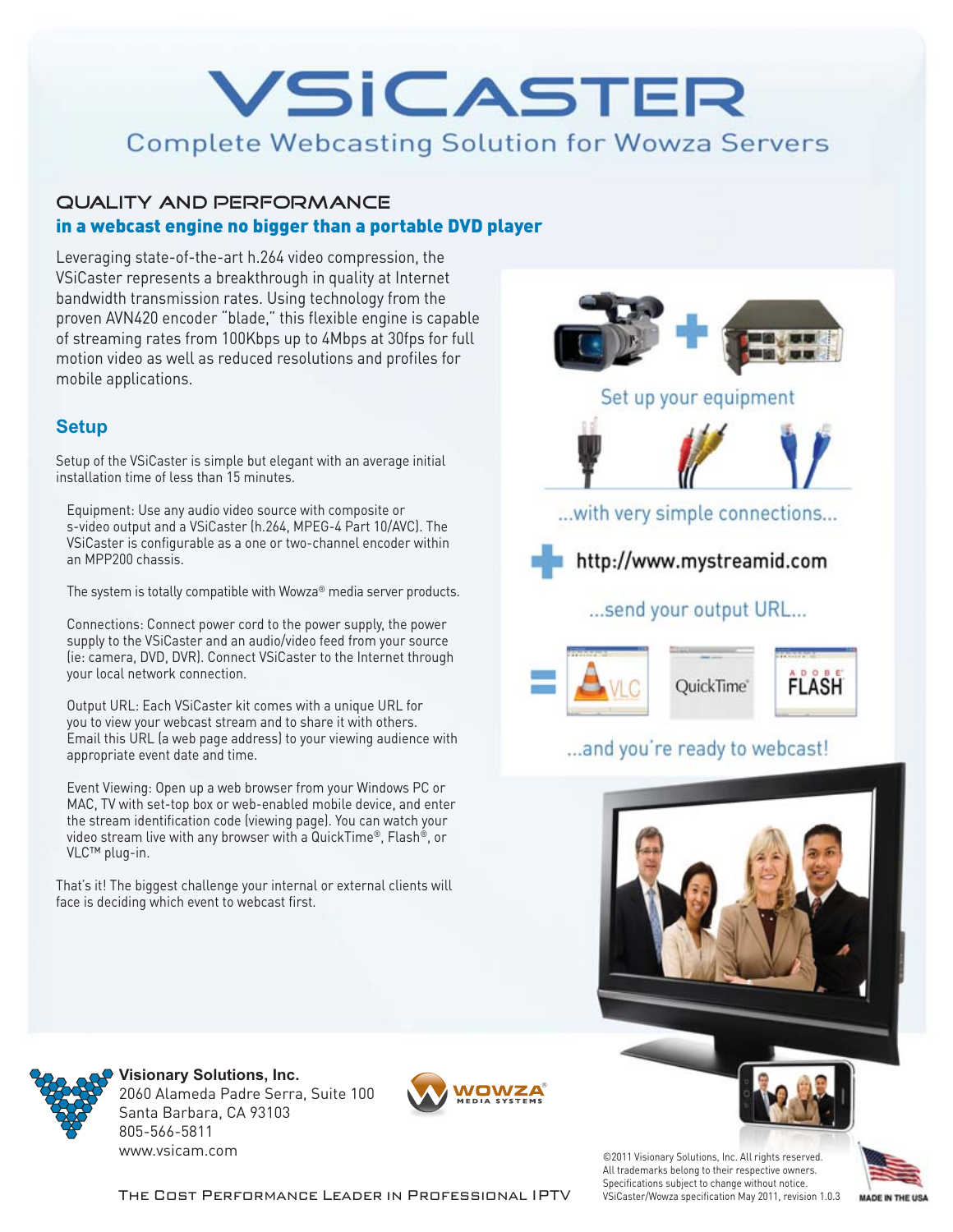# VSiCASTER

## Complete Webcasting Solution for Wowza Servers

### QUALITY AND PERFORMANCE

**in a webcast engine no bigger than a portable DVD player**

Leveraging state-of-the-art h.264 video compression, the VSiCaster represents a breakthrough in quality at Internet bandwidth transmission rates. Using technology from the proven AVN420 encoder "blade," this flexible engine is capable of streaming rates from 100Kbps up to 4Mbps at 30fps for full motion video as well as reduced resolutions and profiles for mobile applications.

### Setup

Setup of the VSiCaster is simple but elegant with an average initial installation time of less than 15 minutes.

Equipment: Use any audio video source with composite or s-video output and a VSiCaster (h.264, MPEG-4 Part 10/AVC). The VSiCaster is configurable as a one or two-channel encoder within an MPP200 chassis.

The system is totally compatible with Wowza® media server products.

Connections: Connect power cord to the power supply, the power supply to the VSiCaster and an audio/video feed from your source (ie: camera, DVD, DVR). Connect VSiCaster to the Internet through your local network connection.

Output URL: Each VSiCaster kit comes with a unique URL for you to view your webcast stream and to share it with others. Email this URL (a web page address) to your viewing audience with appropriate event date and time.

Event Viewing: Open up a web browser from your Windows PC or MAC, TV with set-top box or web-enabled mobile device, and enter the stream identification code (viewing page). You can watch your video stream live with any browser with a QuickTime®, Flash®, or VLC™ plug-in.

That's it! The biggest challenge your internal or external clients will face is deciding which event to webcast first.

Set up your equipment

...with very simple connections...

http://www.mystreamid.com

...send your output URL...

VLC QuickTime ADOBE FLASH

...and you're ready to webcast!

**Visionary Solutions, Inc.**
2060 Alameda Padre Serra, Suite 100
Santa Barbara, CA 93103
805-566-5811
www.vsicam.com

WOWZA MEDIA SYSTEMS

THE COST PERFORMANCE LEADER IN PROFESSIONAL IPTV

©2011 Visionary Solutions, Inc. All rights reserved.
All trademarks belong to their respective owners.
Specifications subject to change without notice.
VSiCaster/Wowza specification May 2011, revision 1.0.3

MADE IN THE USA